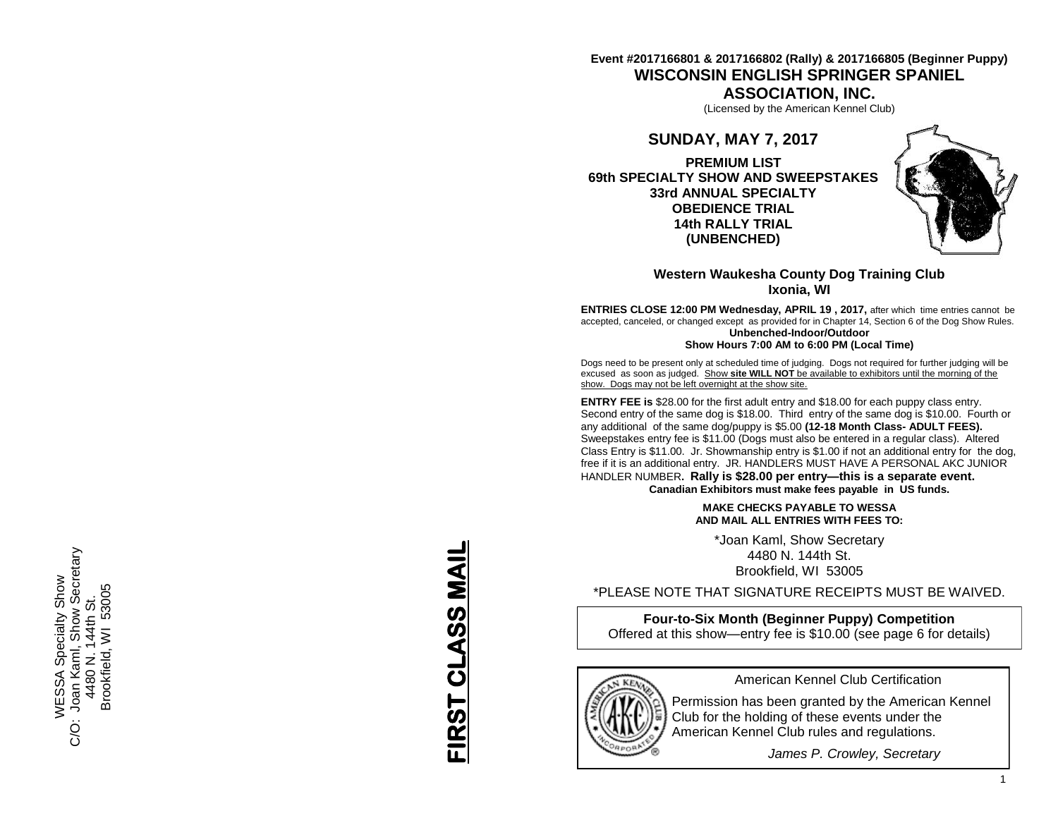WESSA Specialty Show
C/O: Joan Kaml, Show Secretary
4480 N. 144th St.
Brookfield, WI 53005

**FIRST CLASS MAIL**

**Event #2017166801 & 2017166802 (Rally) & 2017166805 (Beginner Puppy)**

# WISCONSIN ENGLISH SPRINGER SPANIEL ASSOCIATION, INC.

(Licensed by the American Kennel Club)

## SUNDAY, MAY 7, 2017

**PREMIUM LIST**
**69th SPECIALTY SHOW AND SWEEPSTAKES**
**33rd ANNUAL SPECIALTY**
**OBEDIENCE TRIAL**
**14th RALLY TRIAL**
**(UNBENCHED)**

**Western Waukesha County Dog Training Club**
**Ixonia, WI**

**ENTRIES CLOSE 12:00 PM Wednesday, APRIL 19 , 2017,** after which time entries cannot be accepted, canceled, or changed except as provided for in Chapter 14, Section 6 of the Dog Show Rules.

**Unbenched-Indoor/Outdoor**
**Show Hours 7:00 AM to 6:00 PM (Local Time)**

Dogs need to be present only at scheduled time of judging. Dogs not required for further judging will be excused as soon as judged. Show **site WILL NOT** be available to exhibitors until the morning of the show. Dogs may not be left overnight at the show site.

**ENTRY FEE is** $28.00 for the first adult entry and $18.00 for each puppy class entry. Second entry of the same dog is $18.00. Third entry of the same dog is $10.00. Fourth or any additional of the same dog/puppy is $5.00 **(12-18 Month Class- ADULT FEES).** Sweepstakes entry fee is $11.00 (Dogs must also be entered in a regular class). Altered Class Entry is $11.00. Jr. Showmanship entry is $1.00 if not an additional entry for the dog, free if it is an additional entry. JR. HANDLERS MUST HAVE A PERSONAL AKC JUNIOR HANDLER NUMBER**. Rally is $28.00 per entry—this is a separate event.**
**Canadian Exhibitors must make fees payable in US funds.**

**MAKE CHECKS PAYABLE TO WESSA**
**AND MAIL ALL ENTRIES WITH FEES TO:**

*Joan Kaml, Show Secretary
4480 N. 144th St.
Brookfield, WI 53005

*PLEASE NOTE THAT SIGNATURE RECEIPTS MUST BE WAIVED.

**Four-to-Six Month (Beginner Puppy) Competition**
Offered at this show—entry fee is $10.00 (see page 6 for details)

American Kennel Club Certification

Permission has been granted by the American Kennel Club for the holding of these events under the American Kennel Club rules and regulations.

*James P. Crowley, Secretary*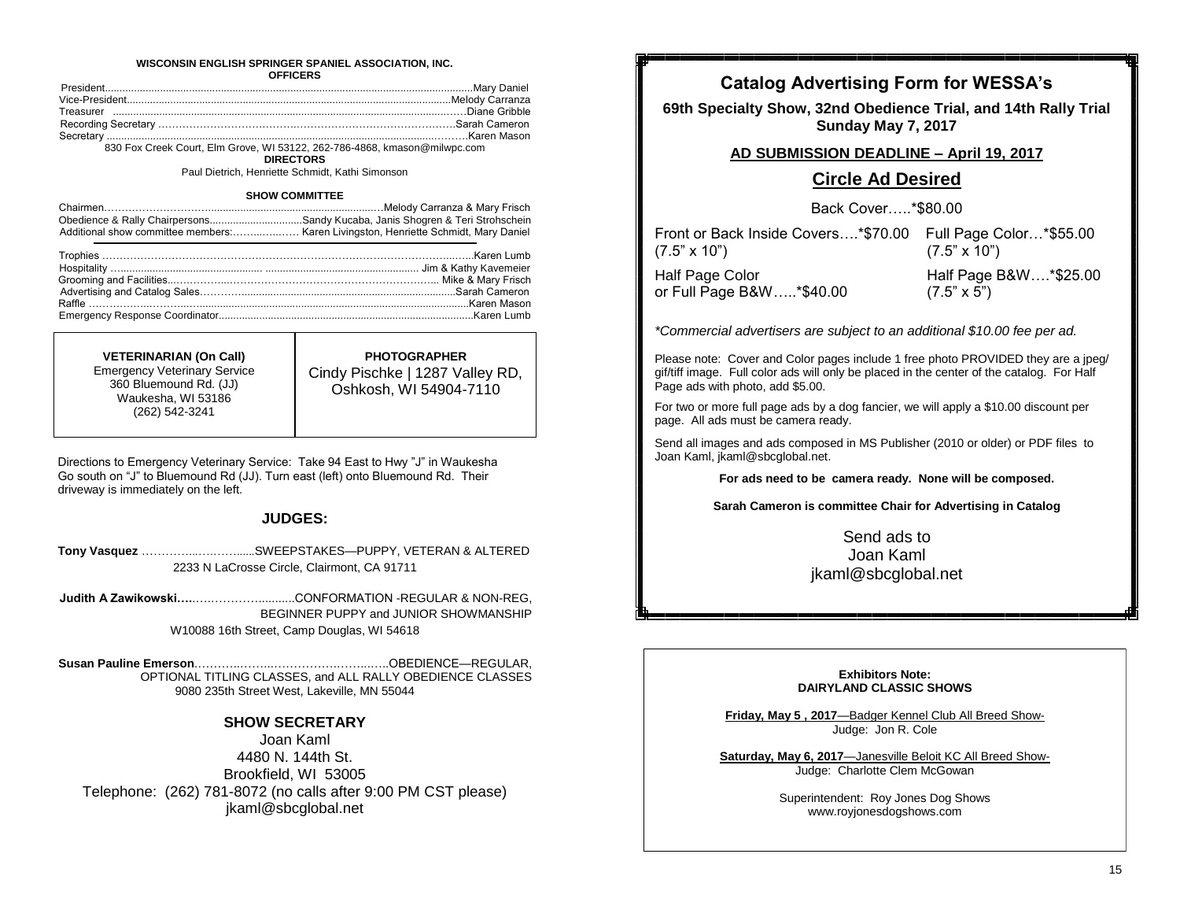## WISCONSIN ENGLISH SPRINGER SPANIEL ASSOCIATION, INC.

### OFFICERS

President....................Mary Daniel
Vice-President....................Melody Carranza
Treasurer....................Diane Gribble
Recording Secretary....................Sarah Cameron
Secretary....................Karen Mason

830 Fox Creek Court, Elm Grove, WI 53122, 262-786-4868, kmason@milwpc.com

### DIRECTORS

Paul Dietrich, Henriette Schmidt, Kathi Simonson

### SHOW COMMITTEE

Chairmen....................Melody Carranza & Mary Frisch
Obedience & Rally Chairpersons....................Sandy Kucaba, Janis Shogren & Teri Strohschein
Additional show committee members:....................Karen Livingston, Henriette Schmidt, Mary Daniel

Trophies....................Karen Lumb
Hospitality....................Jim & Kathy Kavemeier
Grooming and Facilities....................Mike & Mary Frisch
Advertising and Catalog Sales....................Sarah Cameron
Raffle....................Karen Mason
Emergency Response Coordinator....................Karen Lumb

**VETERINARIAN (On Call)**
Emergency Veterinary Service
360 Bluemound Rd. (JJ)
Waukesha, WI 53186
(262) 542-3241

**PHOTOGRAPHER**
Cindy Pischke | 1287 Valley RD, Oshkosh, WI 54904-7110

Directions to Emergency Veterinary Service: Take 94 East to Hwy "J" in Waukesha Go south on "J" to Bluemound Rd (JJ). Turn east (left) onto Bluemound Rd. Their driveway is immediately on the left.

## JUDGES:

**Tony Vasquez**....................SWEEPSTAKES—PUPPY, VETERAN & ALTERED
2233 N LaCrosse Circle, Clairmont, CA 91711

**Judith A Zawikowski**....................CONFORMATION -REGULAR & NON-REG, BEGINNER PUPPY and JUNIOR SHOWMANSHIP
W10088 16th Street, Camp Douglas, WI 54618

**Susan Pauline Emerson**....................OBEDIENCE—REGULAR, OPTIONAL TITLING CLASSES, and ALL RALLY OBEDIENCE CLASSES
9080 235th Street West, Lakeville, MN 55044

## SHOW SECRETARY

Joan Kaml
4480 N. 144th St.
Brookfield, WI 53005
Telephone: (262) 781-8072 (no calls after 9:00 PM CST please)
jkaml@sbcglobal.net

## Catalog Advertising Form for WESSA's

**69th Specialty Show, 32nd Obedience Trial, and 14th Rally Trial Sunday May 7, 2017**

**AD SUBMISSION DEADLINE – April 19, 2017**

### Circle Ad Desired

Back Cover.....*$80.00

Front or Back Inside Covers....*$70.00 (7.5" x 10")

Full Page Color...*$55.00 (7.5" x 10")

Half Page Color or Full Page B&W.....*$40.00

Half Page B&W....*$25.00 (7.5" x 5")

*Commercial advertisers are subject to an additional $10.00 fee per ad.*

Please note: Cover and Color pages include 1 free photo PROVIDED they are a jpeg/gif/tiff image. Full color ads will only be placed in the center of the catalog. For Half Page ads with photo, add $5.00.

For two or more full page ads by a dog fancier, we will apply a $10.00 discount per page. All ads must be camera ready.

Send all images and ads composed in MS Publisher (2010 or older) or PDF files to Joan Kaml, jkaml@sbcglobal.net.

**For ads need to be camera ready. None will be composed.**

**Sarah Cameron is committee Chair for Advertising in Catalog**

Send ads to
Joan Kaml
jkaml@sbcglobal.net

**Exhibitors Note:**
**DAIRYLAND CLASSIC SHOWS**

**Friday, May 5 , 2017**—Badger Kennel Club All Breed Show-
Judge: Jon R. Cole

**Saturday, May 6, 2017**—Janesville Beloit KC All Breed Show-
Judge: Charlotte Clem McGowan

Superintendent: Roy Jones Dog Shows
www.royjonesdogshows.com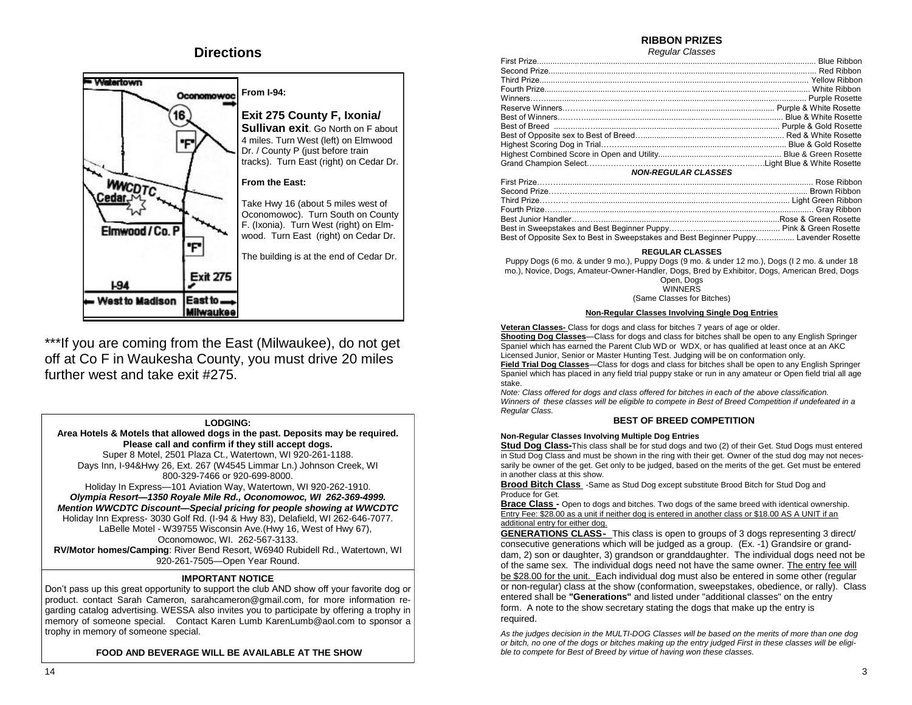# Directions

**From I-94:**

**Exit 275 County F, Ixonia/ Sullivan exit**. Go North on F about 4 miles. Turn West (left) on Elmwood Dr. / County P (just before train tracks). Turn East (right) on Cedar Dr.

**From the East:**

Take Hwy 16 (about 5 miles west of Oconomowoc). Turn South on County F. (Ixonia). Turn West (right) on Elmwood. Turn East (right) on Cedar Dr.

The building is at the end of Cedar Dr.

***If you are coming from the East (Milwaukee), do not get off at Co F in Waukesha County, you must drive 20 miles further west and take exit #275.

**LODGING:**

**Area Hotels & Motels that allowed dogs in the past. Deposits may be required. Please call and confirm if they still accept dogs.**

Super 8 Motel, 2501 Plaza Ct., Watertown, WI 920-261-1188.

Days Inn, I-94&Hwy 26, Ext. 267 (W4545 Limmar Ln.) Johnson Creek, WI 800-329-7466 or 920-699-8000.

Holiday In Express—101 Aviation Way, Watertown, WI 920-262-1910.

***Olympia Resort—1350 Royale Mile Rd., Oconomowoc, WI 262-369-4999.***

***Mention WWCDTC Discount—Special pricing for people showing at WWCDTC***

Holiday Inn Express- 3030 Golf Rd. (I-94 & Hwy 83), Delafield, WI 262-646-7077.

LaBelle Motel - W39755 Wisconsin Ave.(Hwy 16, West of Hwy 67), Oconomowoc, WI. 262-567-3133.

**RV/Motor homes/Camping**: River Bend Resort, W6940 Rubidell Rd., Watertown, WI 920-261-7505—Open Year Round.

**IMPORTANT NOTICE**

Don't pass up this great opportunity to support the club AND show off your favorite dog or product. contact Sarah Cameron, sarahcameron@gmail.com, for more information regarding catalog advertising. WESSA also invites you to participate by offering a trophy in memory of someone special. Contact Karen Lumb KarenLumb@aol.com to sponsor a trophy in memory of someone special.

**FOOD AND BEVERAGE WILL BE AVAILABLE AT THE SHOW**

## RIBBON PRIZES

*Regular Classes*

| Prize | Award |
|---|---|
| First Prize | Blue Ribbon |
| Second Prize | Red Ribbon |
| Third Prize | Yellow Ribbon |
| Fourth Prize | White Ribbon |
| Winners | Purple Rosette |
| Reserve Winners | Purple & White Rosette |
| Best of Winners | Blue & White Rosette |
| Best of Breed | Purple & Gold Rosette |
| Best of Opposite sex to Best of Breed | Red & White Rosette |
| Highest Scoring Dog in Trial | Blue & Gold Rosette |
| Highest Combined Score in Open and Utility | Blue & Green Rosette |
| Grand Champion Select | Light Blue & White Rosette |
| ***NON-REGULAR CLASSES*** | |
| First Prize | Rose Ribbon |
| Second Prize | Brown Ribbon |
| Third Prize | Light Green Ribbon |
| Fourth Prize | Gray Ribbon |
| Best Junior Handler | Rose & Green Rosette |
| Best in Sweepstakes and Best Beginner Puppy | Pink & Green Rosette |
| Best of Opposite Sex to Best in Sweepstakes and Best Beginner Puppy | Lavender Rosette |

**REGULAR CLASSES**

Puppy Dogs (6 mo. & under 9 mo.), Puppy Dogs (9 mo. & under 12 mo.), Dogs (I 2 mo. & under 18 mo.), Novice, Dogs, Amateur-Owner-Handler, Dogs, Bred by Exhibitor, Dogs, American Bred, Dogs Open, Dogs
WINNERS
(Same Classes for Bitches)

**Non-Regular Classes Involving Single Dog Entries**

**Veteran Classes-** Class for dogs and class for bitches 7 years of age or older.

**Shooting Dog Classes**—Class for dogs and class for bitches shall be open to any English Springer Spaniel which has earned the Parent Club WD or WDX, or has qualified at least once at an AKC Licensed Junior, Senior or Master Hunting Test. Judging will be on conformation only.

**Field Trial Dog Classes**—Class for dogs and class for bitches shall be open to any English Springer Spaniel which has placed in any field trial puppy stake or run in any amateur or Open field trial all age stake.

*Note: Class offered for dogs and class offered for bitches in each of the above classification. Winners of these classes will be eligible to compete in Best of Breed Competition if undefeated in a Regular Class.*

### BEST OF BREED COMPETITION

**Non-Regular Classes Involving Multiple Dog Entries**

**Stud Dog Class-**This class shall be for stud dogs and two (2) of their Get. Stud Dogs must entered in Stud Dog Class and must be shown in the ring with their get. Owner of the stud dog may not necessarily be owner of the get. Get only to be judged, based on the merits of the get. Get must be entered in another class at this show.

**Brood Bitch Class** -Same as Stud Dog except substitute Brood Bitch for Stud Dog and Produce for Get.

**Brace Class -** Open to dogs and bitches. Two dogs of the same breed with identical ownership. Entry Fee: $28.00 as a unit if neither dog is entered in another class or $18.00 AS A UNIT if an additional entry for either dog.

**GENERATIONS CLASS-** This class is open to groups of 3 dogs representing 3 direct/ consecutive generations which will be judged as a group. (Ex. -1) Grandsire or granddam, 2) son or daughter, 3) grandson or granddaughter. The individual dogs need not be of the same sex. The individual dogs need not have the same owner. The entry fee will be $28.00 for the unit. Each individual dog must also be entered in some other (regular or non-regular) class at the show (conformation, sweepstakes, obedience, or rally). Class entered shall be **"Generations"** and listed under "additional classes" on the entry form. A note to the show secretary stating the dogs that make up the entry is required.

*As the judges decision in the MULTI-DOG Classes will be based on the merits of more than one dog or bitch, no one of the dogs or bitches making up the entry judged First in these classes will be eligible to compete for Best of Breed by virtue of having won these classes.*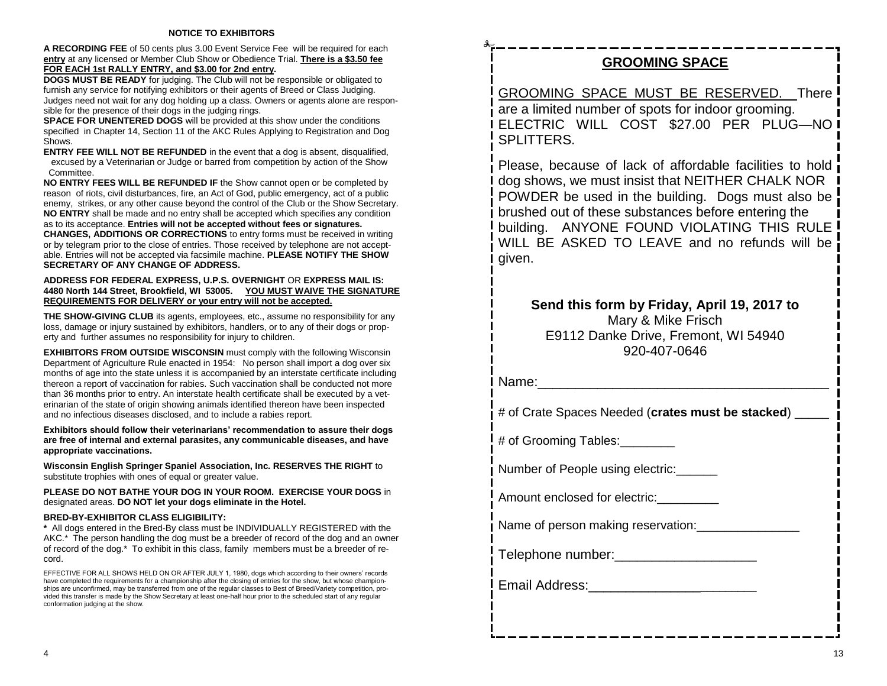## NOTICE TO EXHIBITORS

**A RECORDING FEE** of 50 cents plus 3.00 Event Service Fee will be required for each **entry** at any licensed or Member Club Show or Obedience Trial. **There is a $3.50 fee FOR EACH 1st RALLY ENTRY, and $3.00 for 2nd entry.**

**DOGS MUST BE READY** for judging. The Club will not be responsible or obligated to furnish any service for notifying exhibitors or their agents of Breed or Class Judging. Judges need not wait for any dog holding up a class. Owners or agents alone are responsible for the presence of their dogs in the judging rings.

**SPACE FOR UNENTERED DOGS** will be provided at this show under the conditions specified in Chapter 14, Section 11 of the AKC Rules Applying to Registration and Dog Shows.

**ENTRY FEE WILL NOT BE REFUNDED** in the event that a dog is absent, disqualified, excused by a Veterinarian or Judge or barred from competition by action of the Show Committee.

**NO ENTRY FEES WILL BE REFUNDED IF** the Show cannot open or be completed by reason of riots, civil disturbances, fire, an Act of God, public emergency, act of a public enemy, strikes, or any other cause beyond the control of the Club or the Show Secretary. **NO ENTRY** shall be made and no entry shall be accepted which specifies any condition as to its acceptance. **Entries will not be accepted without fees or signatures.**

**CHANGES, ADDITIONS OR CORRECTIONS** to entry forms must be received in writing or by telegram prior to the close of entries. Those received by telephone are not acceptable. Entries will not be accepted via facsimile machine. **PLEASE NOTIFY THE SHOW SECRETARY OF ANY CHANGE OF ADDRESS.**

**ADDRESS FOR FEDERAL EXPRESS, U.P.S. OVERNIGHT** OR **EXPRESS MAIL IS: 4480 North 144 Street, Brookfield, WI 53005. YOU MUST WAIVE THE SIGNATURE REQUIREMENTS FOR DELIVERY or your entry will not be accepted.**

**THE SHOW-GIVING CLUB** its agents, employees, etc., assume no responsibility for any loss, damage or injury sustained by exhibitors, handlers, or to any of their dogs or property and further assumes no responsibility for injury to children.

**EXHIBITORS FROM OUTSIDE WISCONSIN** must comply with the following Wisconsin Department of Agriculture Rule enacted in 1954: No person shall import a dog over six months of age into the state unless it is accompanied by an interstate certificate including thereon a report of vaccination for rabies. Such vaccination shall be conducted not more than 36 months prior to entry. An interstate health certificate shall be executed by a veterinarian of the state of origin showing animals identified thereon have been inspected and no infectious diseases disclosed, and to include a rabies report.

**Exhibitors should follow their veterinarians' recommendation to assure their dogs are free of internal and external parasites, any communicable diseases, and have appropriate vaccinations.**

**Wisconsin English Springer Spaniel Association, Inc. RESERVES THE RIGHT** to substitute trophies with ones of equal or greater value.

**PLEASE DO NOT BATHE YOUR DOG IN YOUR ROOM. EXERCISE YOUR DOGS** in designated areas. **DO NOT let your dogs eliminate in the Hotel.**

**BRED-BY-EXHIBITOR CLASS ELIGIBILITY:**

**\*** All dogs entered in the Bred-By class must be INDIVIDUALLY REGISTERED with the AKC.\* The person handling the dog must be a breeder of record of the dog and an owner of record of the dog.\* To exhibit in this class, family members must be a breeder of record.

EFFECTIVE FOR ALL SHOWS HELD ON OR AFTER JULY 1, 1980, dogs which according to their owners' records have completed the requirements for a championship after the closing of entries for the show, but whose championships are unconfirmed, may be transferred from one of the regular classes to Best of Breed/Variety competition, provided this transfer is made by the Show Secretary at least one-half hour prior to the scheduled start of any regular conformation judging at the show.

## GROOMING SPACE

GROOMING SPACE MUST BE RESERVED. There are a limited number of spots for indoor grooming. ELECTRIC WILL COST $27.00 PER PLUG—NO SPLITTERS.

Please, because of lack of affordable facilities to hold dog shows, we must insist that NEITHER CHALK NOR POWDER be used in the building. Dogs must also be brushed out of these substances before entering the building. ANYONE FOUND VIOLATING THIS RULE WILL BE ASKED TO LEAVE and no refunds will be given.

**Send this form by Friday, April 19, 2017 to**
Mary & Mike Frisch
E9112 Danke Drive, Fremont, WI 54940
920-407-0646

Name:_______________________________________

# of Crate Spaces Needed (**crates must be stacked**) _____

# of Grooming Tables:________

Number of People using electric:______

Amount enclosed for electric:_________

Name of person making reservation:_______________

Telephone number:____________________

Email Address:_______________________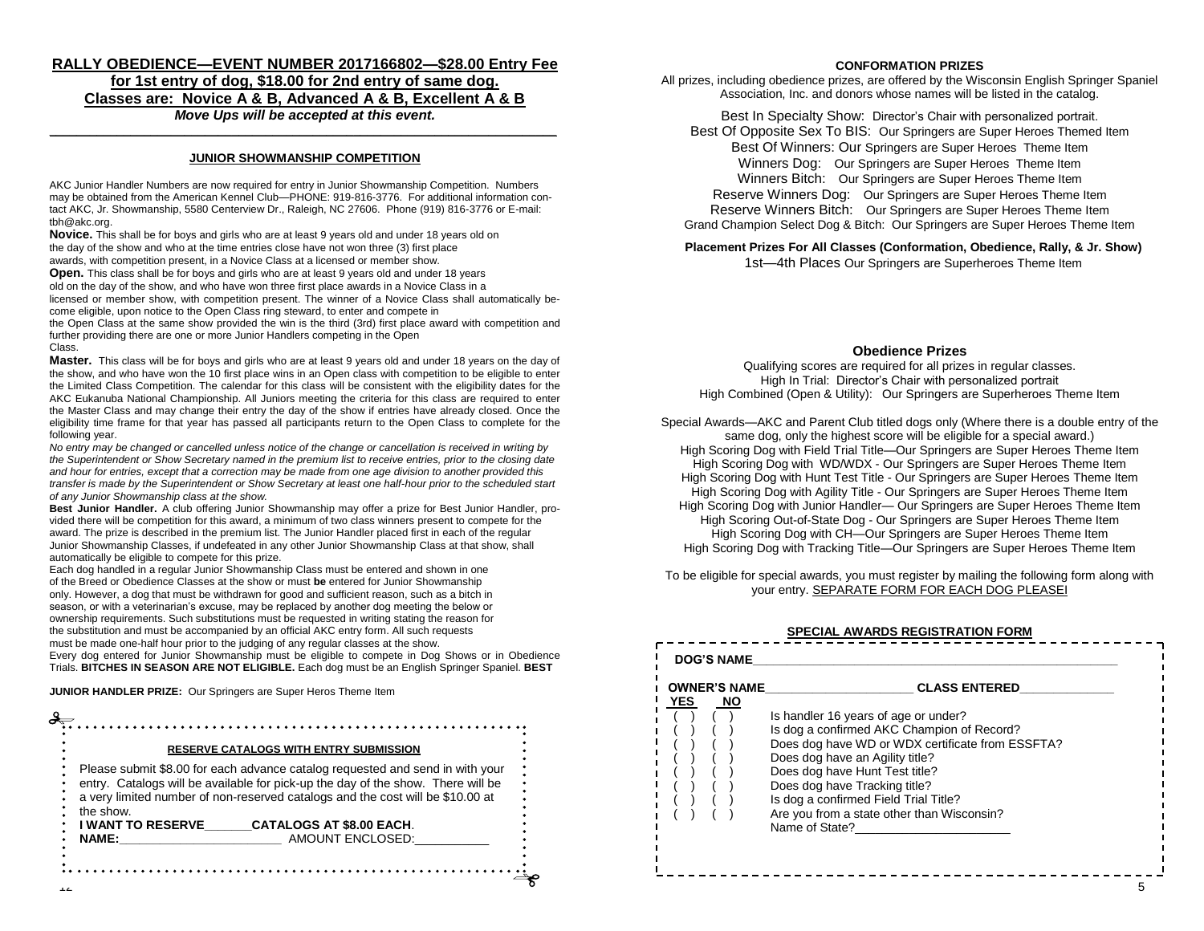**RALLY OBEDIENCE—EVENT NUMBER 2017166802—$28.00 Entry Fee for 1st entry of dog, $18.00 for 2nd entry of same dog. Classes are: Novice A & B, Advanced A & B, Excellent A & B**

***Move Ups will be accepted at this event.***

### JUNIOR SHOWMANSHIP COMPETITION

AKC Junior Handler Numbers are now required for entry in Junior Showmanship Competition. Numbers may be obtained from the American Kennel Club—PHONE: 919-816-3776. For additional information contact AKC, Jr. Showmanship, 5580 Centerview Dr., Raleigh, NC 27606. Phone (919) 816-3776 or E-mail: tbh@akc.org.

**Novice.** This shall be for boys and girls who are at least 9 years old and under 18 years old on the day of the show and who at the time entries close have not won three (3) first place awards, with competition present, in a Novice Class at a licensed or member show.

**Open.** This class shall be for boys and girls who are at least 9 years old and under 18 years old on the day of the show, and who have won three first place awards in a Novice Class in a licensed or member show, with competition present. The winner of a Novice Class shall automatically become eligible, upon notice to the Open Class ring steward, to enter and compete in the Open Class at the same show provided the win is the third (3rd) first place award with competition and further providing there are one or more Junior Handlers competing in the Open Class.

**Master.** This class will be for boys and girls who are at least 9 years old and under 18 years on the day of the show, and who have won the 10 first place wins in an Open class with competition to be eligible to enter the Limited Class Competition. The calendar for this class will be consistent with the eligibility dates for the AKC Eukanuba National Championship. All Juniors meeting the criteria for this class are required to enter the Master Class and may change their entry the day of the show if entries have already closed. Once the eligibility time frame for that year has passed all participants return to the Open Class to complete for the following year.

*No entry may be changed or cancelled unless notice of the change or cancellation is received in writing by the Superintendent or Show Secretary named in the premium list to receive entries, prior to the closing date and hour for entries, except that a correction may be made from one age division to another provided this transfer is made by the Superintendent or Show Secretary at least one half-hour prior to the scheduled start of any Junior Showmanship class at the show.*

**Best Junior Handler.** A club offering Junior Showmanship may offer a prize for Best Junior Handler, provided there will be competition for this award, a minimum of two class winners present to compete for the award. The prize is described in the premium list. The Junior Handler placed first in each of the regular Junior Showmanship Classes, if undefeated in any other Junior Showmanship Class at that show, shall automatically be eligible to compete for this prize.

Each dog handled in a regular Junior Showmanship Class must be entered and shown in one of the Breed or Obedience Classes at the show or must **be** entered for Junior Showmanship only. However, a dog that must be withdrawn for good and sufficient reason, such as a bitch in season, or with a veterinarian's excuse, may be replaced by another dog meeting the below or ownership requirements. Such substitutions must be requested in writing stating the reason for the substitution and must be accompanied by an official AKC entry form. All such requests must be made one-half hour prior to the judging of any regular classes at the show.

Every dog entered for Junior Showmanship must be eligible to compete in Dog Shows or in Obedience Trials. **BITCHES IN SEASON ARE NOT ELIGIBLE.** Each dog must be an English Springer Spaniel. **BEST**

**JUNIOR HANDLER PRIZE:** Our Springers are Super Heros Theme Item

---

**RESERVE CATALOGS WITH ENTRY SUBMISSION**

Please submit $8.00 for each advance catalog requested and send in with your entry. Catalogs will be available for pick-up the day of the show. There will be a very limited number of non-reserved catalogs and the cost will be $10.00 at the show.

**I WANT TO RESERVE_______CATALOGS AT $8.00 EACH**.

**NAME:**_______________________ AMOUNT ENCLOSED:___________

---

### CONFORMATION PRIZES

All prizes, including obedience prizes, are offered by the Wisconsin English Springer Spaniel Association, Inc. and donors whose names will be listed in the catalog.

Best In Specialty Show: Director's Chair with personalized portrait.
Best Of Opposite Sex To BIS: Our Springers are Super Heroes Themed Item
Best Of Winners: Our Springers are Super Heroes Theme Item
Winners Dog: Our Springers are Super Heroes Theme Item
Winners Bitch: Our Springers are Super Heroes Theme Item
Reserve Winners Dog: Our Springers are Super Heroes Theme Item
Reserve Winners Bitch: Our Springers are Super Heroes Theme Item
Grand Champion Select Dog & Bitch: Our Springers are Super Heroes Theme Item

**Placement Prizes For All Classes (Conformation, Obedience, Rally, & Jr. Show)**
1st—4th Places Our Springers are Superheroes Theme Item

### Obedience Prizes

Qualifying scores are required for all prizes in regular classes.
High In Trial: Director's Chair with personalized portrait
High Combined (Open & Utility): Our Springers are Superheroes Theme Item

Special Awards—AKC and Parent Club titled dogs only (Where there is a double entry of the same dog, only the highest score will be eligible for a special award.)
High Scoring Dog with Field Trial Title—Our Springers are Super Heroes Theme Item
High Scoring Dog with WD/WDX - Our Springers are Super Heroes Theme Item
High Scoring Dog with Hunt Test Title - Our Springers are Super Heroes Theme Item
High Scoring Dog with Agility Title - Our Springers are Super Heroes Theme Item
High Scoring Dog with Junior Handler— Our Springers are Super Heroes Theme Item
High Scoring Out-of-State Dog - Our Springers are Super Heroes Theme Item
High Scoring Dog with CH—Our Springers are Super Heroes Theme Item
High Scoring Dog with Tracking Title—Our Springers are Super Heroes Theme Item

To be eligible for special awards, you must register by mailing the following form along with your entry. SEPARATE FORM FOR EACH DOG PLEASE!

### SPECIAL AWARDS REGISTRATION FORM

**DOG'S NAME**_______________________________________________

**OWNER'S NAME**_____________________ **CLASS ENTERED**_____________

| YES | NO | |
|---|---|---|
| ( ) | ( ) | Is handler 16 years of age or under? |
| ( ) | ( ) | Is dog a confirmed AKC Champion of Record? |
| ( ) | ( ) | Does dog have WD or WDX certificate from ESSFTA? |
| ( ) | ( ) | Does dog have an Agility title? |
| ( ) | ( ) | Does dog have Hunt Test title? |
| ( ) | ( ) | Does dog have Tracking title? |
| ( ) | ( ) | Is dog a confirmed Field Trial Title? |
| ( ) | ( ) | Are you from a state other than Wisconsin? Name of State?______________________ |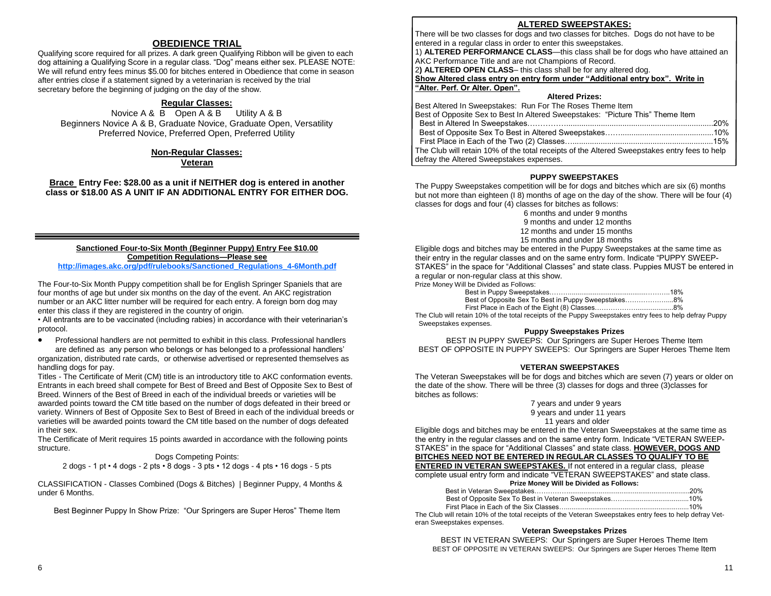## OBEDIENCE TRIAL

Qualifying score required for all prizes. A dark green Qualifying Ribbon will be given to each dog attaining a Qualifying Score in a regular class. "Dog" means either sex. PLEASE NOTE: We will refund entry fees minus $5.00 for bitches entered in Obedience that come in season after entries close if a statement signed by a veterinarian is received by the trial secretary before the beginning of judging on the day of the show.

### Regular Classes:

Novice A & B Open A & B Utility A & B
Beginners Novice A & B, Graduate Novice, Graduate Open, Versatility
Preferred Novice, Preferred Open, Preferred Utility

### Non-Regular Classes:

**Veteran**

**Brace Entry Fee: $28.00 as a unit if NEITHER dog is entered in another class or $18.00 AS A UNIT IF AN ADDITIONAL ENTRY FOR EITHER DOG.**

---

**Sanctioned Four-to-Six Month (Beginner Puppy) Entry Fee $10.00**
**Competition Regulations—Please see**
http://images.akc.org/pdf/rulebooks/Sanctioned_Regulations_4-6Month.pdf

The Four-to-Six Month Puppy competition shall be for English Springer Spaniels that are four months of age but under six months on the day of the event. An AKC registration number or an AKC litter number will be required for each entry. A foreign born dog may enter this class if they are registered in the country of origin.

• All entrants are to be vaccinated (including rabies) in accordance with their veterinarian's protocol.

- Professional handlers are not permitted to exhibit in this class. Professional handlers are defined as any person who belongs or has belonged to a professional handlers' organization, distributed rate cards, or otherwise advertised or represented themselves as handling dogs for pay.

Titles - The Certificate of Merit (CM) title is an introductory title to AKC conformation events. Entrants in each breed shall compete for Best of Breed and Best of Opposite Sex to Best of Breed. Winners of the Best of Breed in each of the individual breeds or varieties will be awarded points toward the CM title based on the number of dogs defeated in their breed or variety. Winners of Best of Opposite Sex to Best of Breed in each of the individual breeds or varieties will be awarded points toward the CM title based on the number of dogs defeated in their sex.

The Certificate of Merit requires 15 points awarded in accordance with the following points structure.

Dogs Competing Points:
2 dogs - 1 pt • 4 dogs - 2 pts • 8 dogs - 3 pts • 12 dogs - 4 pts • 16 dogs - 5 pts

CLASSIFICATION - Classes Combined (Dogs & Bitches) | Beginner Puppy, 4 Months & under 6 Months.

Best Beginner Puppy In Show Prize: "Our Springers are Super Heros" Theme Item

## ALTERED SWEEPSTAKES:

There will be two classes for dogs and two classes for bitches. Dogs do not have to be entered in a regular class in order to enter this sweepstakes.

1) **ALTERED PERFORMANCE CLASS**—this class shall be for dogs who have attained an AKC Performance Title and are not Champions of Record.

2**) ALTERED OPEN CLASS**– this class shall be for any altered dog.

**Show Altered class entry on entry form under "Additional entry box". Write in "Alter. Perf. Or Alter. Open".**

**Altered Prizes:**

Best Altered In Sweepstakes: Run For The Roses Theme Item
Best of Opposite Sex to Best In Altered Sweepstakes: "Picture This" Theme Item

Best in Altered In Sweepstakes……………….....20%
Best of Opposite Sex To Best in Altered Sweepstakes……….....10%
First Place in Each of the Two (2) Classes……….....15%

The Club will retain 10% of the total receipts of the Altered Sweepstakes entry fees to help defray the Altered Sweepstakes expenses.

## PUPPY SWEEPSTAKES

The Puppy Sweepstakes competition will be for dogs and bitches which are six (6) months but not more than eighteen (I 8) months of age on the day of the show. There will be four (4) classes for dogs and four (4) classes for bitches as follows:

6 months and under 9 months
9 months and under 12 months
12 months and under 15 months
15 months and under 18 months

Eligible dogs and bitches may be entered in the Puppy Sweepstakes at the same time as their entry in the regular classes and on the same entry form. Indicate "PUPPY SWEEP-STAKES" in the space for "Additional Classes" and state class. Puppies MUST be entered in a regular or non-regular class at this show.

Prize Money Will be Divided as Follows:

Best in Puppy Sweepstakes……….....18%
Best of Opposite Sex To Best in Puppy Sweepstakes……….....8%
First Place in Each of the Eight (8) Classes……….....8%

The Club will retain 10% of the total receipts of the Puppy Sweepstakes entry fees to help defray Puppy Sweepstakes expenses.

**Puppy Sweepstakes Prizes**

BEST IN PUPPY SWEEPS: Our Springers are Super Heroes Theme Item
BEST OF OPPOSITE IN PUPPY SWEEPS: Our Springers are Super Heroes Theme Item

## VETERAN SWEEPSTAKES

The Veteran Sweepstakes will be for dogs and bitches which are seven (7) years or older on the date of the show. There will be three (3) classes for dogs and three (3)classes for bitches as follows:

7 years and under 9 years
9 years and under 11 years
11 years and older

Eligible dogs and bitches may be entered in the Veteran Sweepstakes at the same time as the entry in the regular classes and on the same entry form. Indicate "VETERAN SWEEP-STAKES" in the space for "Additional Classes" and state class. **HOWEVER, DOGS AND BITCHES NEED NOT BE ENTERED IN REGULAR CLASSES TO QUALIFY TO BE ENTERED IN VETERAN SWEEPSTAKES.** If not entered in a regular class, please complete usual entry form and indicate "VETERAN SWEEPSTAKES" and state class.

**Prize Money Will be Divided as Follows:**

Best in Veteran Sweepstakes……….....20%
Best of Opposite Sex To Best in Veteran Sweepstakes……….....10%
First Place in Each of the Six Classes……….....10%

The Club will retain 10% of the total receipts of the Veteran Sweepstakes entry fees to help defray Veteran Sweepstakes expenses.

**Veteran Sweepstakes Prizes**

BEST IN VETERAN SWEEPS: Our Springers are Super Heroes Theme Item
BEST OF OPPOSITE IN VETERAN SWEEPS: Our Springers are Super Heroes Theme Item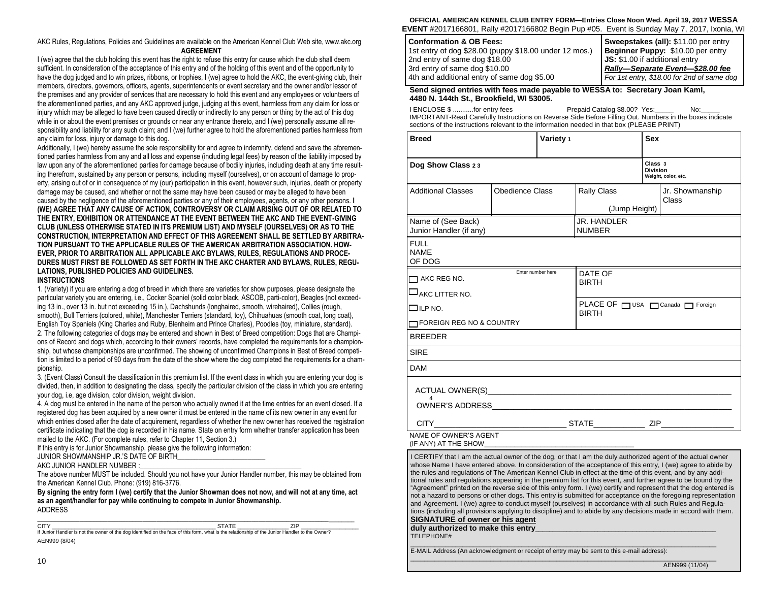AKC Rules, Regulations, Policies and Guidelines are available on the American Kennel Club Web site, www.akc.org

**AGREEMENT**

I (we) agree that the club holding this event has the right to refuse this entry for cause which the club shall deem sufficient. In consideration of the acceptance of this entry and of the holding of this event and of the opportunity to have the dog judged and to win prizes, ribbons, or trophies, I (we) agree to hold the AKC, the event-giving club, their members, directors, governors, officers, agents, superintendents or event secretary and the owner and/or lessor of the premises and any provider of services that are necessary to hold this event and any employees or volunteers of the aforementioned parties, and any AKC approved judge, judging at this event, harmless from any claim for loss or injury which may be alleged to have been caused directly or indirectly to any person or thing by the act of this dog while in or about the event premises or grounds or near any entrance thereto, and I (we) personally assume all responsibility and liability for any such claim; and I (we) further agree to hold the aforementioned parties harmless from any claim for loss, injury or damage to this dog.

Additionally, I (we) hereby assume the sole responsibility for and agree to indemnify, defend and save the aforementioned parties harmless from any and all loss and expense (including legal fees) by reason of the liability imposed by law upon any of the aforementioned parties for damage because of bodily injuries, including death at any time resulting therefrom, sustained by any person or persons, including myself (ourselves), or on account of damage to property, arising out of or in consequence of my (our) participation in this event, however such, injuries, death or property damage may be caused, and whether or not the same may have been caused or may be alleged to have been caused by the negligence of the aforementioned parties or any of their employees, agents, or any other persons. **I (WE) AGREE THAT ANY CAUSE OF ACTION, CONTROVERSY OR CLAIM ARISING OUT OF OR RELATED TO THE ENTRY, EXHIBITION OR ATTENDANCE AT THE EVENT BETWEEN THE AKC AND THE EVENT-GIVING CLUB (UNLESS OTHERWISE STATED IN ITS PREMIUM LIST) AND MYSELF (OURSELVES) OR AS TO THE CONSTRUCTION, INTERPRETATION AND EFFECT OF THIS AGREEMENT SHALL BE SETTLED BY ARBITRATION PURSUANT TO THE APPLICABLE RULES OF THE AMERICAN ARBITRATION ASSOCIATION. HOWEVER, PRIOR TO ARBITRATION ALL APPLICABLE AKC BYLAWS, RULES, REGULATIONS AND PROCEDURES MUST FIRST BE FOLLOWED AS SET FORTH IN THE AKC CHARTER AND BYLAWS, RULES, REGULATIONS, PUBLISHED POLICIES AND GUIDELINES.**

**INSTRUCTIONS**

1. (Variety) if you are entering a dog of breed in which there are varieties for show purposes, please designate the particular variety you are entering, i.e., Cocker Spaniel (solid color black, ASCOB, parti-color), Beagles (not exceeding 13 in., over 13 in. but not exceeding 15 in.), Dachshunds (longhaired, smooth, wirehaired), Collies (rough, smooth), Bull Terriers (colored, white), Manchester Terriers (standard, toy), Chihuahuas (smooth coat, long coat), English Toy Spaniels (King Charles and Ruby, Blenheim and Prince Charles), Poodles (toy, miniature, standard).
2. The following categories of dogs may be entered and shown in Best of Breed competition: Dogs that are Champions of Record and dogs which, according to their owners' records, have completed the requirements for a championship, but whose championships are unconfirmed. The showing of unconfirmed Champions in Best of Breed competition is limited to a period of 90 days from the date of the show where the dog completed the requirements for a championship.
3. (Event Class) Consult the classification in this premium list. If the event class in which you are entering your dog is divided, then, in addition to designating the class, specify the particular division of the class in which you are entering your dog, i.e, age division, color division, weight division.
4. A dog must be entered in the name of the person who actually owned it at the time entries for an event closed. If a registered dog has been acquired by a new owner it must be entered in the name of its new owner in any event for which entries closed after the date of acquirement, regardless of whether the new owner has received the registration certificate indicating that the dog is recorded in his name. State on entry form whether transfer application has been mailed to the AKC. (For complete rules, refer to Chapter 11, Section 3.)

If this entry is for Junior Showmanship, please give the following information:

JUNIOR SHOWMANSHIP JR.'S DATE OF BIRTH________________________

AKC JUNIOR HANDLER NUMBER :__________________________________________

The above number MUST be included. Should you not have your Junior Handler number, this may be obtained from the American Kennel Club. Phone: (919) 816-3776.

**By signing the entry form I (we) certify that the Junior Showman does not now, and will not at any time, act as an agent/handler for pay while continuing to compete in Junior Showmanship.**

ADDRESS

CITY ______________________ STATE ____________ ZIP ______________

If Junior Handler is not the owner of the dog identified on the face of this form, what is the relationship of the Junior Handler to the Owner?

AEN999 (8/04)

**OFFICIAL AMERICAN KENNEL CLUB ENTRY FORM—Entries Close Noon Wed. April 19, 2017 WESSA EVENT** #2017166801, Rally #2017166802 Begin Pup #05. Event is Sunday May 7, 2017, Ixonia, WI

| **Conformation & OB Fees:** | **Sweepstakes (all):** $11.00 per entry |
|---|---|
| 1st entry of dog $28.00 (puppy $18.00 under 12 mos.) | **Beginner Puppy:** $10.00 per entry |
| 2nd entry of same dog $18.00 | **JS:** $1.00 if additional entry |
| 3rd entry of same dog $10.00 | ***Rally—Separate Event—$28.00 fee*** |
| 4th and additional entry of same dog $5.00 | *For 1st entry, $18.00 for 2nd of same dog* |

**Send signed entries with fees made payable to WESSA to: Secretary Joan Kaml, 4480 N. 144th St., Brookfield, WI 53005.**

I ENCLOSE $ ...........for entry fees Prepaid Catalog $8.00? Yes:_____ No:_____

IMPORTANT-Read Carefully Instructions on Reverse Side Before Filling Out. Numbers in the boxes indicate sections of the instructions relevant to the information needed in that box (PLEASE PRINT)

| **Breed** | | **Variety** 1 | | **Sex** | |
|---|---|---|---|---|---|
| **Dog Show Class** 2 3 | | | | **Class** 3 **Division** Weight, color, etc. | |
| Additional Classes | Obedience Class | | Rally Class (Jump Height) | | Jr. Showmanship Class |
| Name of (See Back) Junior Handler (if any) | | | JR. HANDLER NUMBER | | |
| FULL NAME OF DOG | | | | | |
| ☐ AKC REG NO. (Enter number here) | | | DATE OF BIRTH | | |
| ☐ AKC LITTER NO. | | | | | |
| ☐ ILP NO. | | | PLACE OF BIRTH ☐ USA ☐ Canada ☐ Foreign | | |
| ☐ FOREIGN REG NO & COUNTRY | | | | | |
| BREEDER | | | | | |
| SIRE | | | | | |
| DAM | | | | | |

ACTUAL OWNER(S)________________________________________________
4
OWNER'S ADDRESS________________________________________________

CITY______________________ STATE___________ ZIP_______________

NAME OF OWNER'S AGENT
(IF ANY) AT THE SHOW___________________________________

I CERTIFY that I am the actual owner of the dog, or that I am the duly authorized agent of the actual owner whose Name I have entered above. In consideration of the acceptance of this entry, I (we) agree to abide by the rules and regulations of The American Kennel Club in effect at the time of this event, and by any additional rules and regulations appearing in the premium list for this event, and further agree to be bound by the "Agreement" printed on the reverse side of this entry form. I (we) certify and represent that the dog entered is not a hazard to persons or other dogs. This entry is submitted for acceptance on the foregoing representation and Agreement. I (we) agree to conduct myself (ourselves) in accordance with all such Rules and Regulations (including all provisions applying to discipline) and to abide by any decisions made in accord with them.

**SIGNATURE of owner or his agent duly authorized to make this entry**________________________________

TELEPHONE#
_______________________________________________________________

E-MAIL Address (An acknowledgment or receipt of entry may be sent to this e-mail address):
_______________________________________________________________

AEN999 (11/04)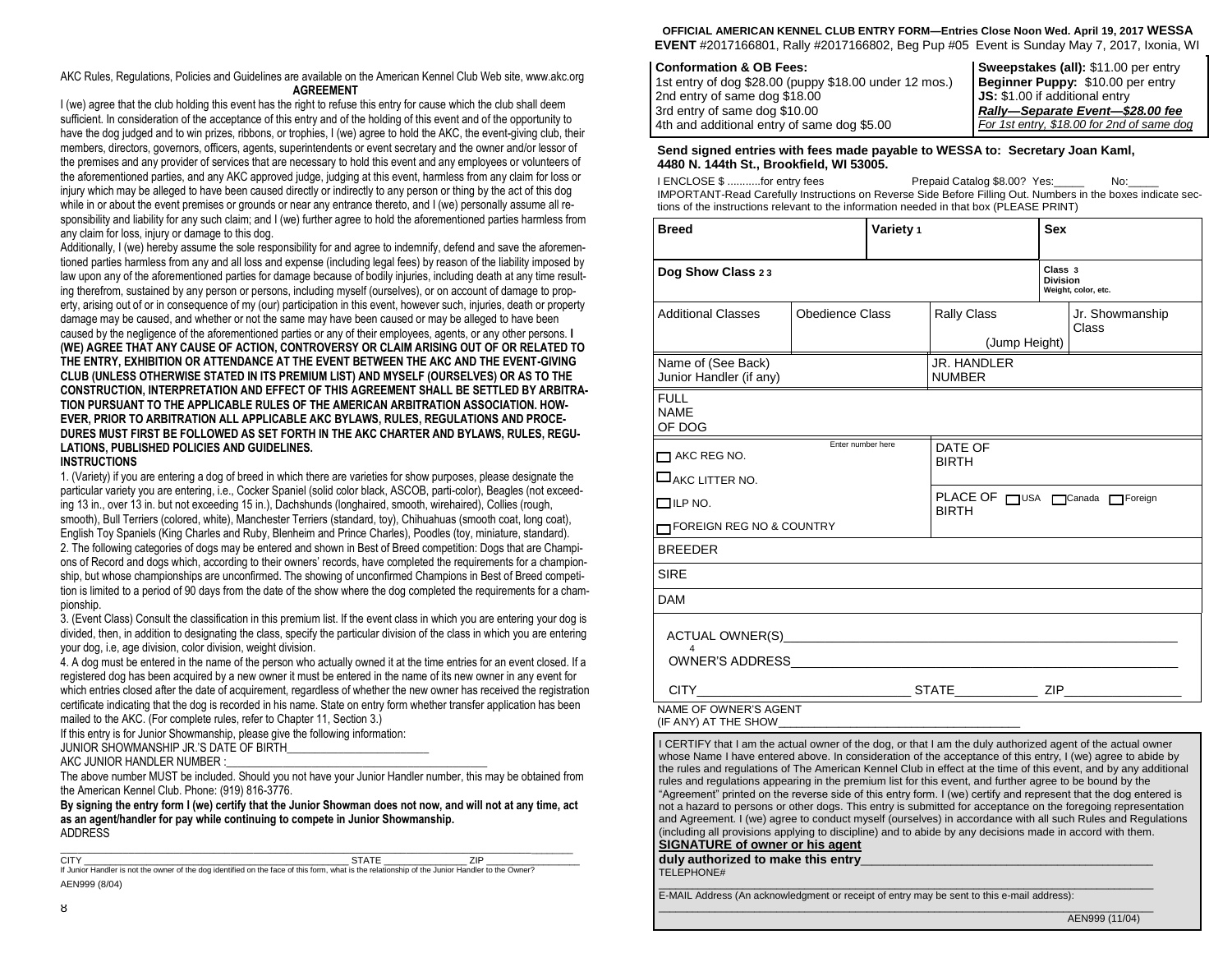AKC Rules, Regulations, Policies and Guidelines are available on the American Kennel Club Web site, www.akc.org

**AGREEMENT**

I (we) agree that the club holding this event has the right to refuse this entry for cause which the club shall deem sufficient. In consideration of the acceptance of this entry and of the holding of this event and of the opportunity to have the dog judged and to win prizes, ribbons, or trophies, I (we) agree to hold the AKC, the event-giving club, their members, directors, governors, officers, agents, superintendents or event secretary and the owner and/or lessor of the premises and any provider of services that are necessary to hold this event and any employees or volunteers of the aforementioned parties, and any AKC approved judge, judging at this event, harmless from any claim for loss or injury which may be alleged to have been caused directly or indirectly to any person or thing by the act of this dog while in or about the event premises or grounds or near any entrance thereto, and I (we) personally assume all responsibility and liability for any such claim; and I (we) further agree to hold the aforementioned parties harmless from any claim for loss, injury or damage to this dog.

Additionally, I (we) hereby assume the sole responsibility for and agree to indemnify, defend and save the aforementioned parties harmless from any and all loss and expense (including legal fees) by reason of the liability imposed by law upon any of the aforementioned parties for damage because of bodily injuries, including death at any time resulting therefrom, sustained by any person or persons, including myself (ourselves), or on account of damage to property, arising out of or in consequence of my (our) participation in this event, however such, injuries, death or property damage may be caused, and whether or not the same may have been caused or may be alleged to have been caused by the negligence of the aforementioned parties or any of their employees, agents, or any other persons. **I (WE) AGREE THAT ANY CAUSE OF ACTION, CONTROVERSY OR CLAIM ARISING OUT OF OR RELATED TO THE ENTRY, EXHIBITION OR ATTENDANCE AT THE EVENT BETWEEN THE AKC AND THE EVENT-GIVING CLUB (UNLESS OTHERWISE STATED IN ITS PREMIUM LIST) AND MYSELF (OURSELVES) OR AS TO THE CONSTRUCTION, INTERPRETATION AND EFFECT OF THIS AGREEMENT SHALL BE SETTLED BY ARBITRATION PURSUANT TO THE APPLICABLE RULES OF THE AMERICAN ARBITRATION ASSOCIATION. HOWEVER, PRIOR TO ARBITRATION ALL APPLICABLE AKC BYLAWS, RULES, REGULATIONS AND PROCEDURES MUST FIRST BE FOLLOWED AS SET FORTH IN THE AKC CHARTER AND BYLAWS, RULES, REGULATIONS, PUBLISHED POLICIES AND GUIDELINES.**

**INSTRUCTIONS**

1. (Variety) if you are entering a dog of breed in which there are varieties for show purposes, please designate the particular variety you are entering, i.e., Cocker Spaniel (solid color black, ASCOB, parti-color), Beagles (not exceeding 13 in., over 13 in. but not exceeding 15 in.), Dachshunds (longhaired, smooth, wirehaired), Collies (rough, smooth), Bull Terriers (colored, white), Manchester Terriers (standard, toy), Chihuahuas (smooth coat, long coat), English Toy Spaniels (King Charles and Ruby, Blenheim and Prince Charles), Poodles (toy, miniature, standard).
2. The following categories of dogs may be entered and shown in Best of Breed competition: Dogs that are Champions of Record and dogs which, according to their owners' records, have completed the requirements for a championship, but whose championships are unconfirmed. The showing of unconfirmed Champions in Best of Breed competition is limited to a period of 90 days from the date of the show where the dog completed the requirements for a championship.
3. (Event Class) Consult the classification in this premium list. If the event class in which you are entering your dog is divided, then, in addition to designating the class, specify the particular division of the class in which you are entering your dog, i.e, age division, color division, weight division.
4. A dog must be entered in the name of the person who actually owned it at the time entries for an event closed. If a registered dog has been acquired by a new owner it must be entered in the name of its new owner in any event for which entries closed after the date of acquirement, regardless of whether the new owner has received the registration certificate indicating that the dog is recorded in his name. State on entry form whether transfer application has been mailed to the AKC. (For complete rules, refer to Chapter 11, Section 3.)

If this entry is for Junior Showmanship, please give the following information:

JUNIOR SHOWMANSHIP JR.'S DATE OF BIRTH________________________

AKC JUNIOR HANDLER NUMBER :__________________________________________

The above number MUST be included. Should you not have your Junior Handler number, this may be obtained from the American Kennel Club. Phone: (919) 816-3776.

**By signing the entry form I (we) certify that the Junior Showman does not now, and will not at any time, act as an agent/handler for pay while continuing to compete in Junior Showmanship.**

ADDRESS

CITY __________________________________________ STATE ______________ ZIP ________________

If Junior Handler is not the owner of the dog identified on the face of this form, what is the relationship of the Junior Handler to the Owner?

AEN999 (8/04)

**OFFICIAL AMERICAN KENNEL CLUB ENTRY FORM—Entries Close Noon Wed. April 19, 2017 WESSA EVENT** #2017166801, Rally #2017166802, Beg Pup #05 Event is Sunday May 7, 2017, Ixonia, WI

| Conformation & OB Fees: | Sweepstakes (all): $11.00 per entry |
|---|---|
| 1st entry of dog $28.00 (puppy $18.00 under 12 mos.) | Beginner Puppy: $10.00 per entry |
| 2nd entry of same dog $18.00 | JS: $1.00 if additional entry |
| 3rd entry of same dog $10.00 | ***Rally—Separate Event—$28.00 fee*** |
| 4th and additional entry of same dog $5.00 | *For 1st entry, $18.00 for 2nd of same dog* |

**Send signed entries with fees made payable to WESSA to: Secretary Joan Kaml, 4480 N. 144th St., Brookfield, WI 53005.**

I ENCLOSE $ ...........for entry fees     Prepaid Catalog $8.00? Yes:_____ No:_____

IMPORTANT-Read Carefully Instructions on Reverse Side Before Filling Out. Numbers in the boxes indicate sections of the instructions relevant to the information needed in that box (PLEASE PRINT)

| | | | |
|---|---|---|---|
| **Breed** | **Variety** 1 | | **Sex** |
| **Dog Show Class** 2 3 | | | **Class** 3 **Division** Weight, color, etc. |
| Additional Classes | Obedience Class | Rally Class (Jump Height) | Jr. Showmanship Class |
| Name of (See Back) Junior Handler (if any) | | JR. HANDLER NUMBER | |
| FULL NAME OF DOG | | | |
| ☐ AKC REG NO. (Enter number here) ☐ AKC LITTER NO. | | DATE OF BIRTH | |
| ☐ ILP NO. ☐ FOREIGN REG NO & COUNTRY | | PLACE OF BIRTH ☐ USA ☐ Canada ☐ Foreign | |
| BREEDER | | | |
| SIRE | | | |
| DAM | | | |

ACTUAL OWNER(S) 4 ______________________________________________

OWNER'S ADDRESS______________________________________________

CITY____________________________ STATE___________ ZIP________________

NAME OF OWNER'S AGENT (IF ANY) AT THE SHOW_____________________________________

I CERTIFY that I am the actual owner of the dog, or that I am the duly authorized agent of the actual owner whose Name I have entered above. In consideration of the acceptance of this entry, I (we) agree to abide by the rules and regulations of The American Kennel Club in effect at the time of this event, and by any additional rules and regulations appearing in the premium list for this event, and further agree to be bound by the "Agreement" printed on the reverse side of this entry form. I (we) certify and represent that the dog entered is not a hazard to persons or other dogs. This entry is submitted for acceptance on the foregoing representation and Agreement. I (we) agree to conduct myself (ourselves) in accordance with all such Rules and Regulations (including all provisions applying to discipline) and to abide by any decisions made in accord with them.

**SIGNATURE of owner or his agent duly authorized to make this entry**_________________________________________

TELEPHONE#

E-MAIL Address (An acknowledgment or receipt of entry may be sent to this e-mail address):

AEN999 (11/04)